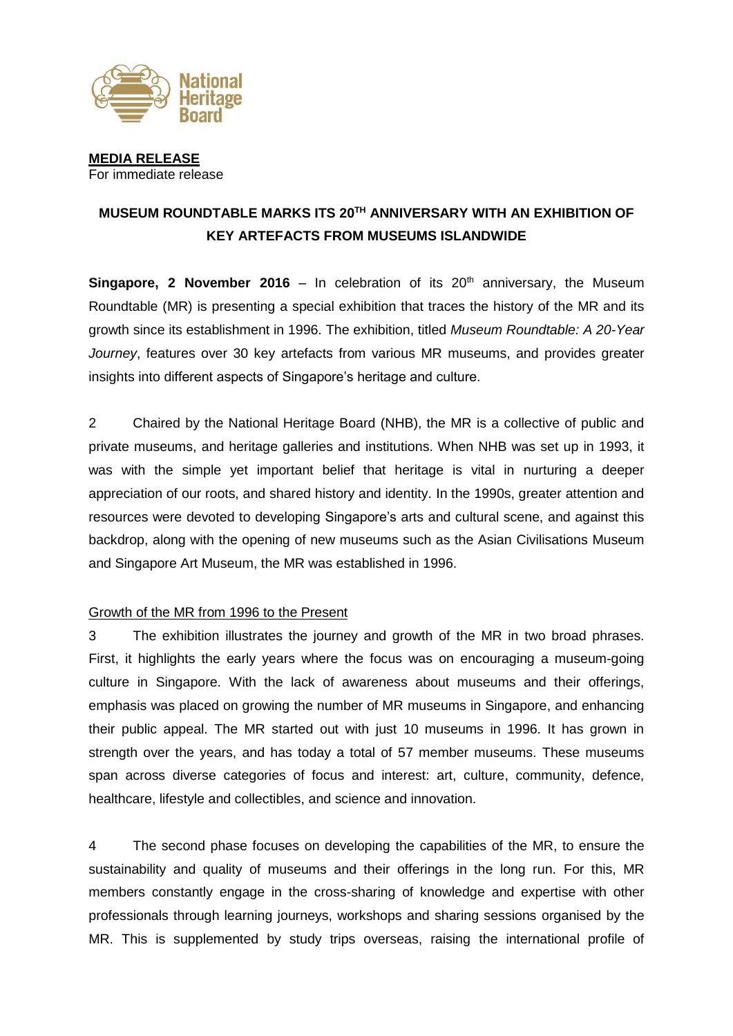National Heritage Board

**MEDIA RELEASE**
For immediate release

# MUSEUM ROUNDTABLE MARKS ITS 20TH ANNIVERSARY WITH AN EXHIBITION OF KEY ARTEFACTS FROM MUSEUMS ISLANDWIDE

**Singapore, 2 November 2016** – In celebration of its 20th anniversary, the Museum Roundtable (MR) is presenting a special exhibition that traces the history of the MR and its growth since its establishment in 1996. The exhibition, titled *Museum Roundtable: A 20-Year Journey*, features over 30 key artefacts from various MR museums, and provides greater insights into different aspects of Singapore's heritage and culture.

2 Chaired by the National Heritage Board (NHB), the MR is a collective of public and private museums, and heritage galleries and institutions. When NHB was set up in 1993, it was with the simple yet important belief that heritage is vital in nurturing a deeper appreciation of our roots, and shared history and identity. In the 1990s, greater attention and resources were devoted to developing Singapore's arts and cultural scene, and against this backdrop, along with the opening of new museums such as the Asian Civilisations Museum and Singapore Art Museum, the MR was established in 1996.

## Growth of the MR from 1996 to the Present

3 The exhibition illustrates the journey and growth of the MR in two broad phrases. First, it highlights the early years where the focus was on encouraging a museum-going culture in Singapore. With the lack of awareness about museums and their offerings, emphasis was placed on growing the number of MR museums in Singapore, and enhancing their public appeal. The MR started out with just 10 museums in 1996. It has grown in strength over the years, and has today a total of 57 member museums. These museums span across diverse categories of focus and interest: art, culture, community, defence, healthcare, lifestyle and collectibles, and science and innovation.

4 The second phase focuses on developing the capabilities of the MR, to ensure the sustainability and quality of museums and their offerings in the long run. For this, MR members constantly engage in the cross-sharing of knowledge and expertise with other professionals through learning journeys, workshops and sharing sessions organised by the MR. This is supplemented by study trips overseas, raising the international profile of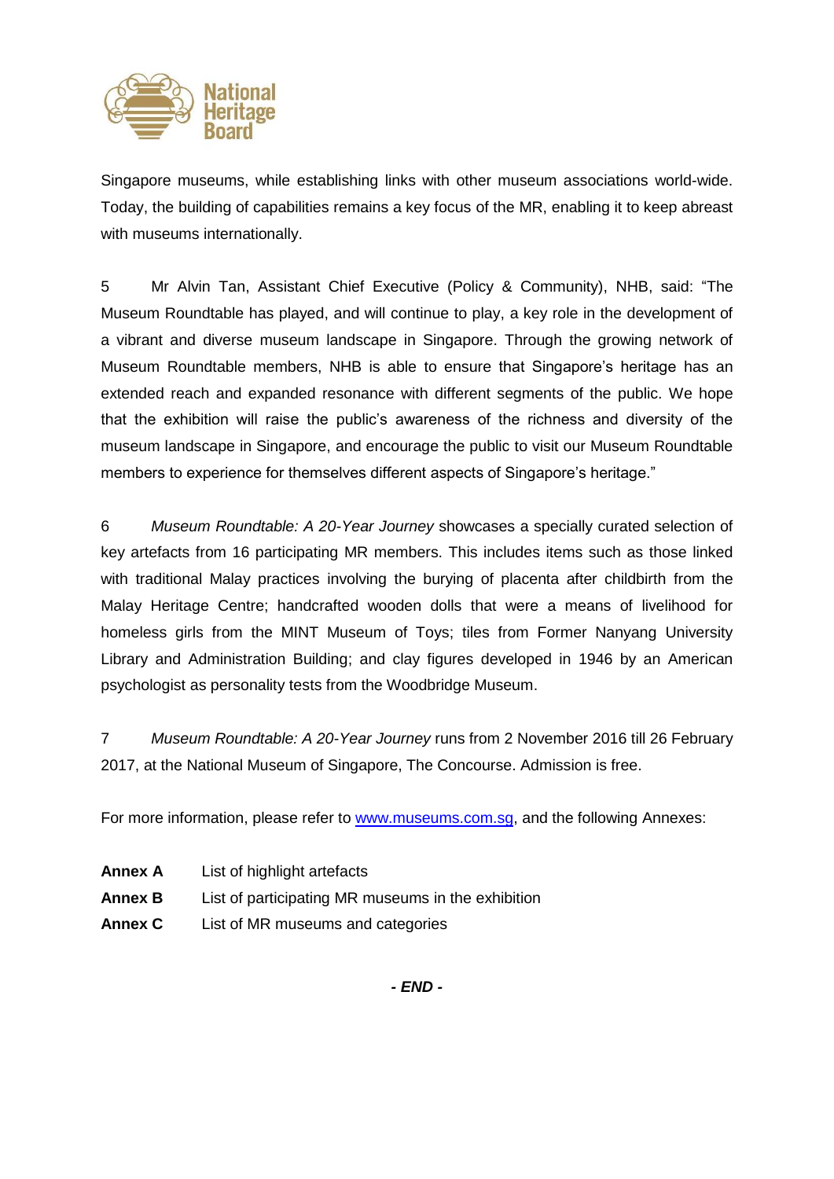Singapore museums, while establishing links with other museum associations world-wide. Today, the building of capabilities remains a key focus of the MR, enabling it to keep abreast with museums internationally.

5 Mr Alvin Tan, Assistant Chief Executive (Policy & Community), NHB, said: "The Museum Roundtable has played, and will continue to play, a key role in the development of a vibrant and diverse museum landscape in Singapore. Through the growing network of Museum Roundtable members, NHB is able to ensure that Singapore's heritage has an extended reach and expanded resonance with different segments of the public. We hope that the exhibition will raise the public's awareness of the richness and diversity of the museum landscape in Singapore, and encourage the public to visit our Museum Roundtable members to experience for themselves different aspects of Singapore's heritage."

6 *Museum Roundtable: A 20-Year Journey* showcases a specially curated selection of key artefacts from 16 participating MR members. This includes items such as those linked with traditional Malay practices involving the burying of placenta after childbirth from the Malay Heritage Centre; handcrafted wooden dolls that were a means of livelihood for homeless girls from the MINT Museum of Toys; tiles from Former Nanyang University Library and Administration Building; and clay figures developed in 1946 by an American psychologist as personality tests from the Woodbridge Museum.

7 *Museum Roundtable: A 20-Year Journey* runs from 2 November 2016 till 26 February 2017, at the National Museum of Singapore, The Concourse. Admission is free.

For more information, please refer to www.museums.com.sg, and the following Annexes:

**Annex A** List of highlight artefacts
**Annex B** List of participating MR museums in the exhibition
**Annex C** List of MR museums and categories

***- END -***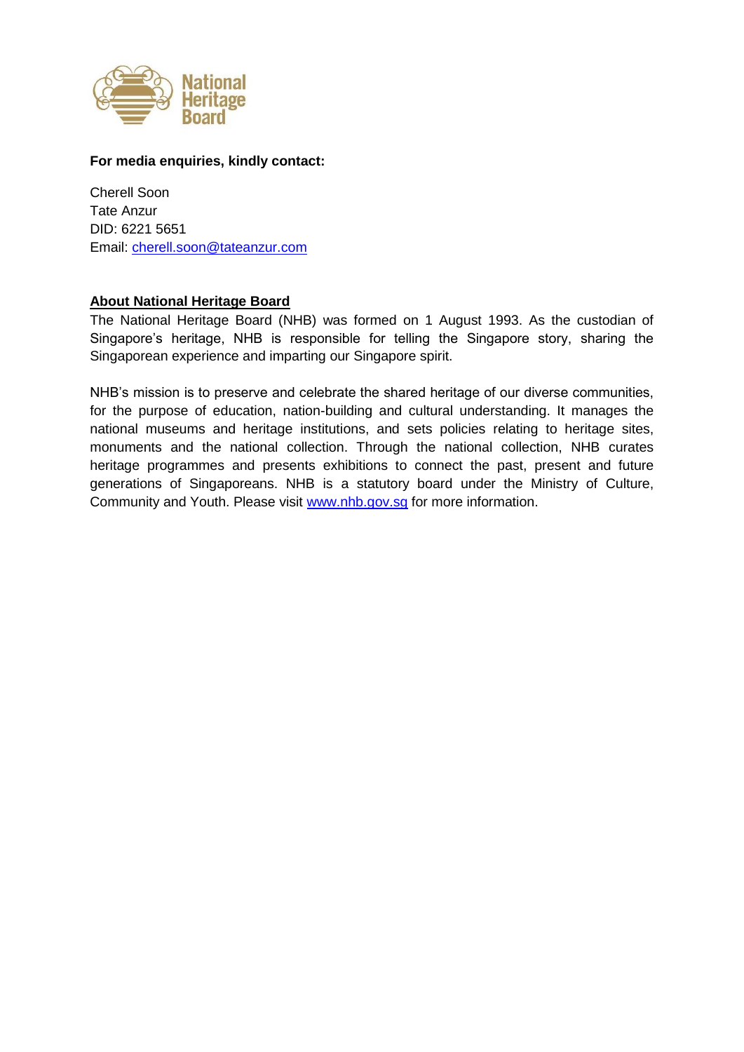**For media enquiries, kindly contact:**

Cherell Soon
Tate Anzur
DID: 6221 5651
Email: cherell.soon@tateanzur.com

## About National Heritage Board

The National Heritage Board (NHB) was formed on 1 August 1993. As the custodian of Singapore's heritage, NHB is responsible for telling the Singapore story, sharing the Singaporean experience and imparting our Singapore spirit.

NHB's mission is to preserve and celebrate the shared heritage of our diverse communities, for the purpose of education, nation-building and cultural understanding. It manages the national museums and heritage institutions, and sets policies relating to heritage sites, monuments and the national collection. Through the national collection, NHB curates heritage programmes and presents exhibitions to connect the past, present and future generations of Singaporeans. NHB is a statutory board under the Ministry of Culture, Community and Youth. Please visit www.nhb.gov.sg for more information.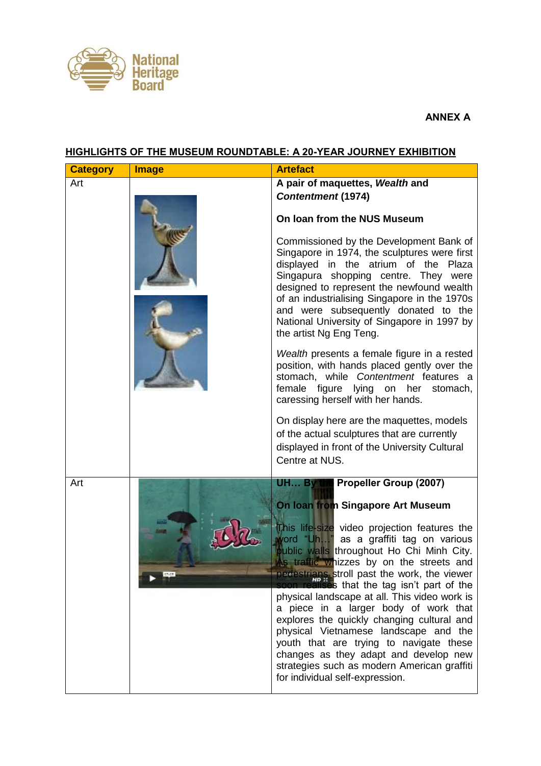**ANNEX A**

## HIGHLIGHTS OF THE MUSEUM ROUNDTABLE: A 20-YEAR JOURNEY EXHIBITION

| Category | Image | Artefact |
|---|---|---|
| Art | | **A pair of maquettes, *Wealth* and *Contentment* (1974)**<br><br>**On loan from the NUS Museum**<br><br>Commissioned by the Development Bank of Singapore in 1974, the sculptures were first displayed in the atrium of the Plaza Singapura shopping centre. They were designed to represent the newfound wealth of an industrialising Singapore in the 1970s and were subsequently donated to the National University of Singapore in 1997 by the artist Ng Eng Teng.<br><br>*Wealth* presents a female figure in a rested position, with hands placed gently over the stomach, while *Contentment* features a female figure lying on her stomach, caressing herself with her hands.<br><br>On display here are the maquettes, models of the actual sculptures that are currently displayed in front of the University Cultural Centre at NUS. |
| Art | | **UH… By the Propeller Group (2007)**<br><br>**On loan from Singapore Art Museum**<br><br>This life-size video projection features the word "Uh…" as a graffiti tag on various public walls throughout Ho Chi Minh City. As traffic whizzes by on the streets and pedestrians stroll past the work, the viewer soon realises that the tag isn't part of the physical landscape at all. This video work is a piece in a larger body of work that explores the quickly changing cultural and physical Vietnamese landscape and the youth that are trying to navigate these changes as they adapt and develop new strategies such as modern American graffiti for individual self-expression. |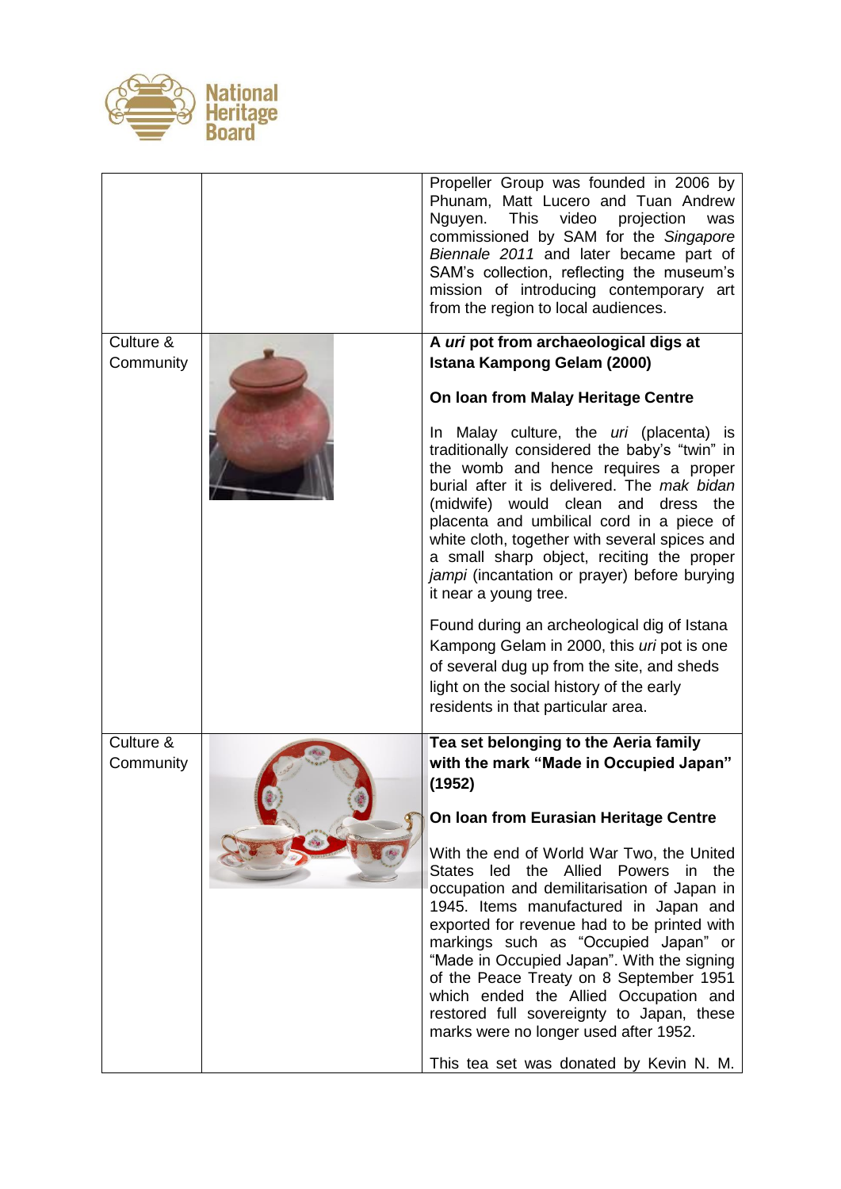| | | |
|---|---|---|
| | | Propeller Group was founded in 2006 by Phunam, Matt Lucero and Tuan Andrew Nguyen. This video projection was commissioned by SAM for the *Singapore Biennale 2011* and later became part of SAM's collection, reflecting the museum's mission of introducing contemporary art from the region to local audiences. |
| Culture & Community | | **A *uri* pot from archaeological digs at Istana Kampong Gelam (2000)**<br><br>**On loan from Malay Heritage Centre**<br><br>In Malay culture, the *uri* (placenta) is traditionally considered the baby's "twin" in the womb and hence requires a proper burial after it is delivered. The *mak bidan* (midwife) would clean and dress the placenta and umbilical cord in a piece of white cloth, together with several spices and a small sharp object, reciting the proper *jampi* (incantation or prayer) before burying it near a young tree.<br><br>Found during an archeological dig of Istana Kampong Gelam in 2000, this *uri* pot is one of several dug up from the site, and sheds light on the social history of the early residents in that particular area. |
| Culture & Community | | **Tea set belonging to the Aeria family with the mark "Made in Occupied Japan" (1952)**<br><br>**On loan from Eurasian Heritage Centre**<br><br>With the end of World War Two, the United States led the Allied Powers in the occupation and demilitarisation of Japan in 1945. Items manufactured in Japan and exported for revenue had to be printed with markings such as "Occupied Japan" or "Made in Occupied Japan". With the signing of the Peace Treaty on 8 September 1951 which ended the Allied Occupation and restored full sovereignty to Japan, these marks were no longer used after 1952.<br><br>This tea set was donated by Kevin N. M. |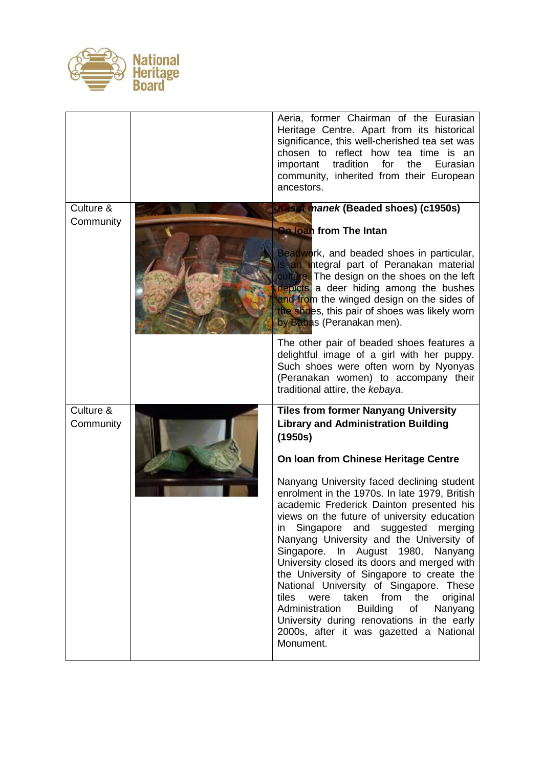| | | |
|---|---|---|
| | | Aeria, former Chairman of the Eurasian Heritage Centre. Apart from its historical significance, this well-cherished tea set was chosen to reflect how tea time is an important tradition for the Eurasian community, inherited from their European ancestors. |
| Culture & Community | | ***Kasut manek*** **(Beaded shoes) (c1950s)**<br><br>**On loan from The Intan**<br><br>Beadwork, and beaded shoes in particular, is an integral part of Peranakan material culture. The design on the shoes on the left depicts a deer hiding among the bushes and from the winged design on the sides of the shoes, this pair of shoes was likely worn by Babas (Peranakan men).<br><br>The other pair of beaded shoes features a delightful image of a girl with her puppy. Such shoes were often worn by Nyonyas (Peranakan women) to accompany their traditional attire, the *kebaya*. |
| Culture & Community | | **Tiles from former Nanyang University Library and Administration Building (1950s)**<br><br>**On loan from Chinese Heritage Centre**<br><br>Nanyang University faced declining student enrolment in the 1970s. In late 1979, British academic Frederick Dainton presented his views on the future of university education in Singapore and suggested merging Nanyang University and the University of Singapore. In August 1980, Nanyang University closed its doors and merged with the University of Singapore to create the National University of Singapore. These tiles were taken from the original Administration Building of Nanyang University during renovations in the early 2000s, after it was gazetted a National Monument. |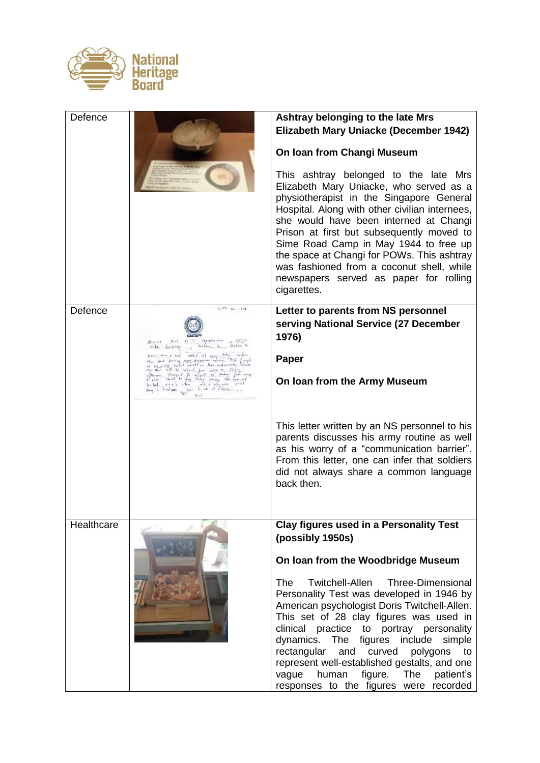| | | |
|---|---|---|
| Defence | | **Ashtray belonging to the late Mrs Elizabeth Mary Uniacke (December 1942)**<br><br>**On loan from Changi Museum**<br><br>This ashtray belonged to the late Mrs Elizabeth Mary Uniacke, who served as a physiotherapist in the Singapore General Hospital. Along with other civilian internees, she would have been interned at Changi Prison at first but subsequently moved to Sime Road Camp in May 1944 to free up the space at Changi for POWs. This ashtray was fashioned from a coconut shell, while newspapers served as paper for rolling cigarettes. |
| Defence | | **Letter to parents from NS personnel serving National Service (27 December 1976)**<br><br>**Paper**<br><br>**On loan from the Army Museum**<br><br>This letter written by an NS personnel to his parents discusses his army routine as well as his worry of a "communication barrier". From this letter, one can infer that soldiers did not always share a common language back then. |
| Healthcare | | **Clay figures used in a Personality Test (possibly 1950s)**<br><br>**On loan from the Woodbridge Museum**<br><br>The Twitchell-Allen Three-Dimensional Personality Test was developed in 1946 by American psychologist Doris Twitchell-Allen. This set of 28 clay figures was used in clinical practice to portray personality dynamics. The figures include simple rectangular and curved polygons to represent well-established gestalts, and one vague human figure. The patient's responses to the figures were recorded |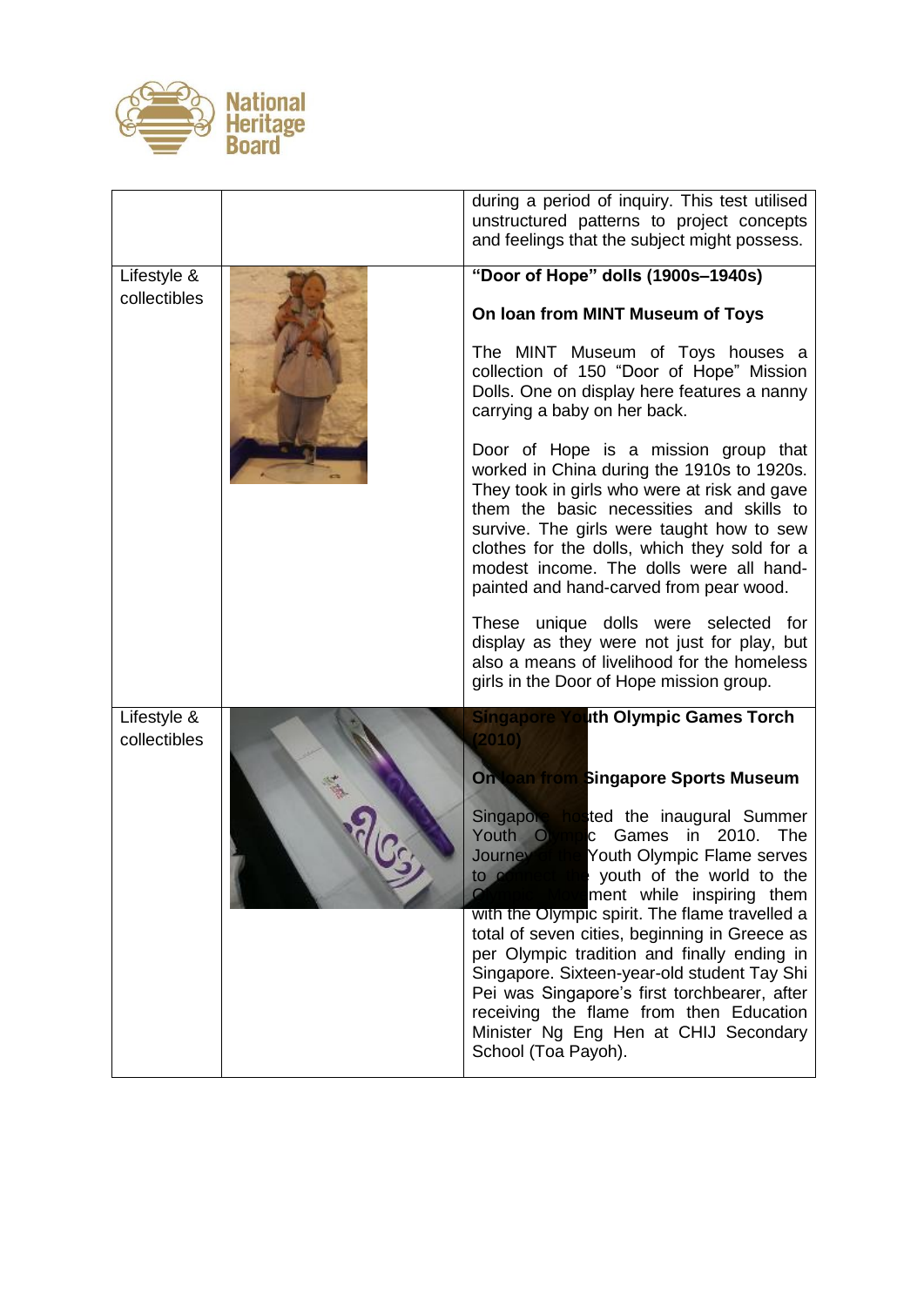| | | |
|---|---|---|
| | | during a period of inquiry. This test utilised unstructured patterns to project concepts and feelings that the subject might possess. |
| Lifestyle & collectibles | | **"Door of Hope" dolls (1900s–1940s)**<br><br>**On loan from MINT Museum of Toys**<br><br>The MINT Museum of Toys houses a collection of 150 "Door of Hope" Mission Dolls. One on display here features a nanny carrying a baby on her back.<br><br>Door of Hope is a mission group that worked in China during the 1910s to 1920s. They took in girls who were at risk and gave them the basic necessities and skills to survive. The girls were taught how to sew clothes for the dolls, which they sold for a modest income. The dolls were all hand-painted and hand-carved from pear wood.<br><br>These unique dolls were selected for display as they were not just for play, but also a means of livelihood for the homeless girls in the Door of Hope mission group. |
| Lifestyle & collectibles | | **Singapore Youth Olympic Games Torch (2010)**<br><br>**On loan from Singapore Sports Museum**<br><br>Singapore hosted the inaugural Summer Youth Olympic Games in 2010. The Journey of the Youth Olympic Flame serves to connect the youth of the world to the Olympic Movement while inspiring them with the Olympic spirit. The flame travelled a total of seven cities, beginning in Greece as per Olympic tradition and finally ending in Singapore. Sixteen-year-old student Tay Shi Pei was Singapore's first torchbearer, after receiving the flame from then Education Minister Ng Eng Hen at CHIJ Secondary School (Toa Payoh). |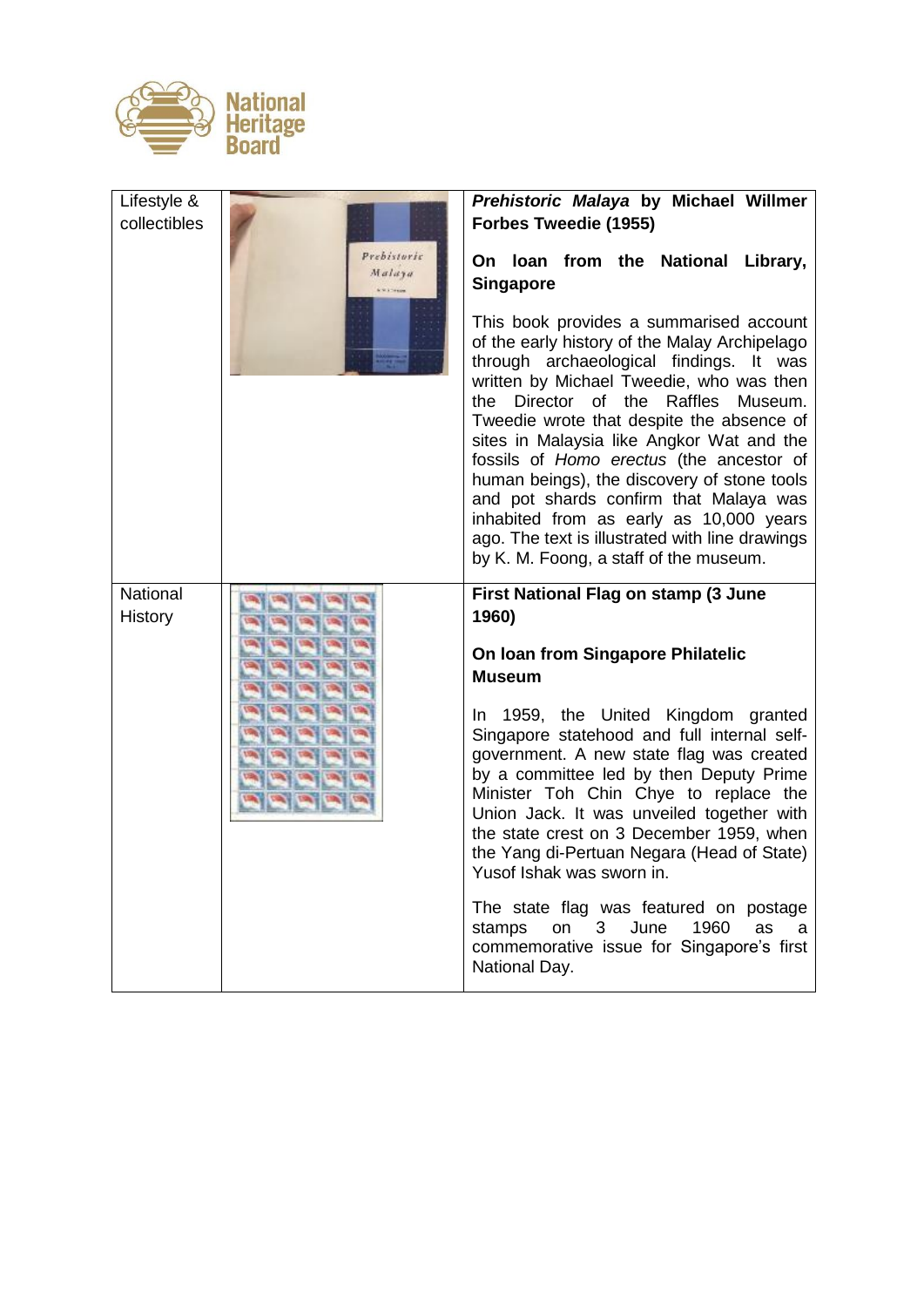| | | |
|---|---|---|
| Lifestyle & collectibles | | ***Prehistoric Malaya* by Michael Willmer Forbes Tweedie (1955)**<br><br>**On loan from the National Library, Singapore**<br><br>This book provides a summarised account of the early history of the Malay Archipelago through archaeological findings. It was written by Michael Tweedie, who was then the Director of the Raffles Museum. Tweedie wrote that despite the absence of sites in Malaysia like Angkor Wat and the fossils of *Homo erectus* (the ancestor of human beings), the discovery of stone tools and pot shards confirm that Malaya was inhabited from as early as 10,000 years ago. The text is illustrated with line drawings by K. M. Foong, a staff of the museum. |
| National History | | **First National Flag on stamp (3 June 1960)**<br><br>**On loan from Singapore Philatelic Museum**<br><br>In 1959, the United Kingdom granted Singapore statehood and full internal self-government. A new state flag was created by a committee led by then Deputy Prime Minister Toh Chin Chye to replace the Union Jack. It was unveiled together with the state crest on 3 December 1959, when the Yang di-Pertuan Negara (Head of State) Yusof Ishak was sworn in.<br><br>The state flag was featured on postage stamps on 3 June 1960 as a commemorative issue for Singapore's first National Day. |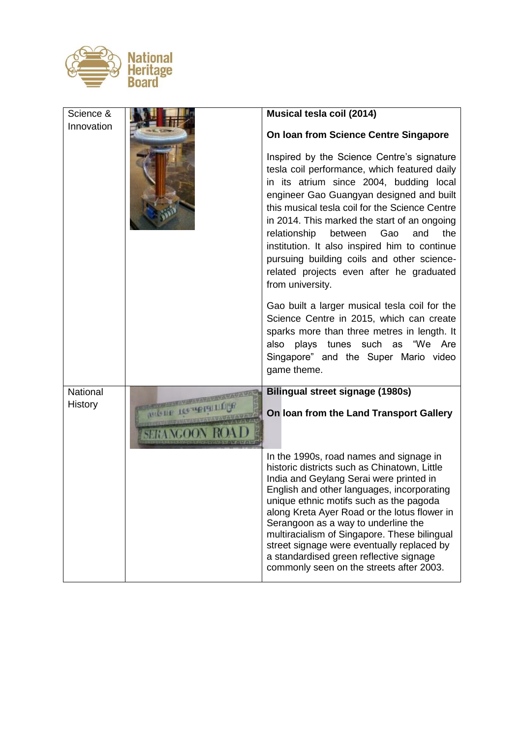| Science & Innovation | | **Musical tesla coil (2014)**<br><br>**On loan from Science Centre Singapore**<br><br>Inspired by the Science Centre's signature tesla coil performance, which featured daily in its atrium since 2004, budding local engineer Gao Guangyan designed and built this musical tesla coil for the Science Centre in 2014. This marked the start of an ongoing relationship between Gao and the institution. It also inspired him to continue pursuing building coils and other science-related projects even after he graduated from university.<br><br>Gao built a larger musical tesla coil for the Science Centre in 2015, which can create sparks more than three metres in length. It also plays tunes such as "We Are Singapore" and the Super Mario video game theme. |
|---|---|---|
| National History | | **Bilingual street signage (1980s)**<br><br>**On loan from the Land Transport Gallery**<br><br>In the 1990s, road names and signage in historic districts such as Chinatown, Little India and Geylang Serai were printed in English and other languages, incorporating unique ethnic motifs such as the pagoda along Kreta Ayer Road or the lotus flower in Serangoon as a way to underline the multiracialism of Singapore. These bilingual street signage were eventually replaced by a standardised green reflective signage commonly seen on the streets after 2003. |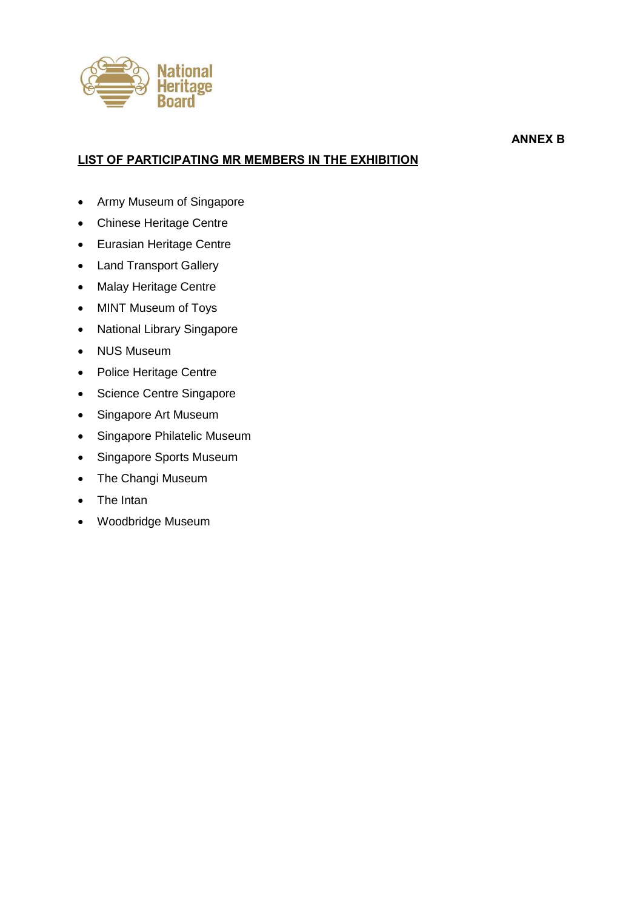**ANNEX B**

**LIST OF PARTICIPATING MR MEMBERS IN THE EXHIBITION**

- Army Museum of Singapore
- Chinese Heritage Centre
- Eurasian Heritage Centre
- Land Transport Gallery
- Malay Heritage Centre
- MINT Museum of Toys
- National Library Singapore
- NUS Museum
- Police Heritage Centre
- Science Centre Singapore
- Singapore Art Museum
- Singapore Philatelic Museum
- Singapore Sports Museum
- The Changi Museum
- The Intan
- Woodbridge Museum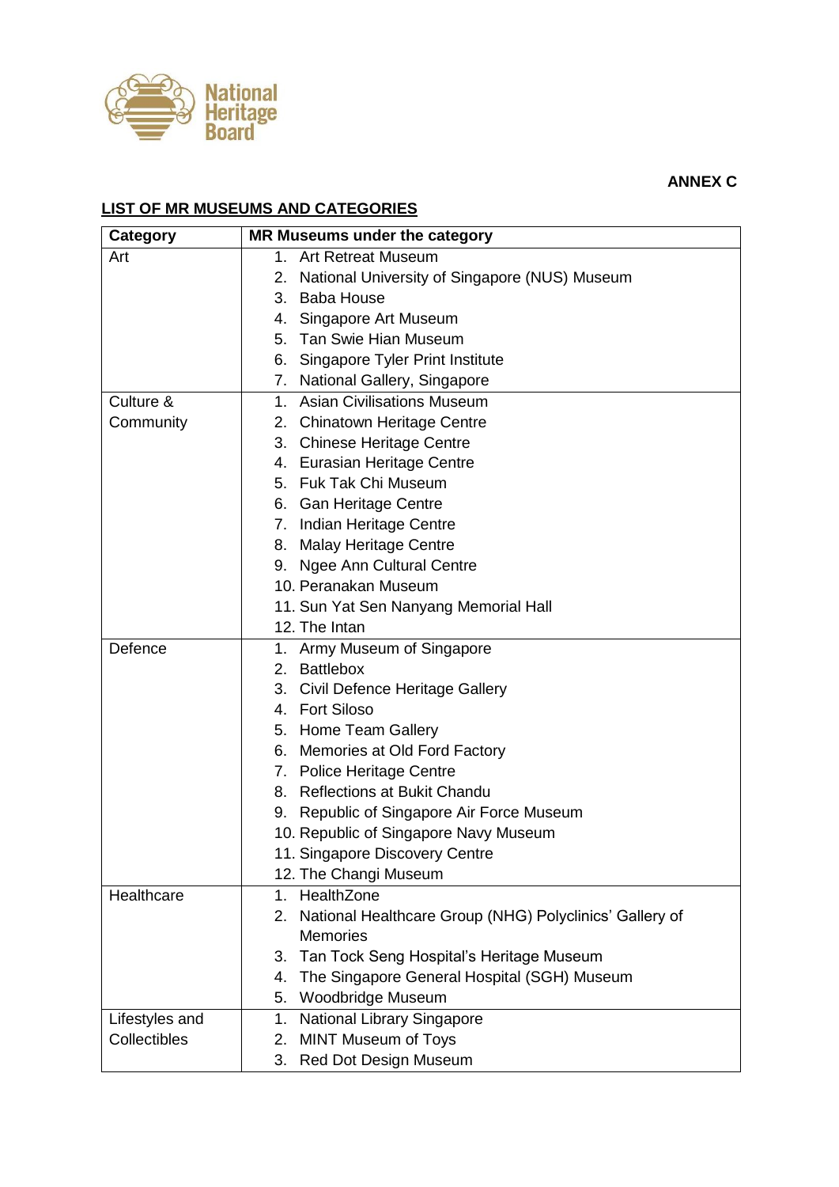National Heritage Board

**ANNEX C**

**LIST OF MR MUSEUMS AND CATEGORIES**

| Category | MR Museums under the category |
|---|---|
| Art | 1. Art Retreat Museum<br>2. National University of Singapore (NUS) Museum<br>3. Baba House<br>4. Singapore Art Museum<br>5. Tan Swie Hian Museum<br>6. Singapore Tyler Print Institute<br>7. National Gallery, Singapore |
| Culture & Community | 1. Asian Civilisations Museum<br>2. Chinatown Heritage Centre<br>3. Chinese Heritage Centre<br>4. Eurasian Heritage Centre<br>5. Fuk Tak Chi Museum<br>6. Gan Heritage Centre<br>7. Indian Heritage Centre<br>8. Malay Heritage Centre<br>9. Ngee Ann Cultural Centre<br>10. Peranakan Museum<br>11. Sun Yat Sen Nanyang Memorial Hall<br>12. The Intan |
| Defence | 1. Army Museum of Singapore<br>2. Battlebox<br>3. Civil Defence Heritage Gallery<br>4. Fort Siloso<br>5. Home Team Gallery<br>6. Memories at Old Ford Factory<br>7. Police Heritage Centre<br>8. Reflections at Bukit Chandu<br>9. Republic of Singapore Air Force Museum<br>10. Republic of Singapore Navy Museum<br>11. Singapore Discovery Centre<br>12. The Changi Museum |
| Healthcare | 1. HealthZone<br>2. National Healthcare Group (NHG) Polyclinics' Gallery of Memories<br>3. Tan Tock Seng Hospital's Heritage Museum<br>4. The Singapore General Hospital (SGH) Museum<br>5. Woodbridge Museum |
| Lifestyles and Collectibles | 1. National Library Singapore<br>2. MINT Museum of Toys<br>3. Red Dot Design Museum |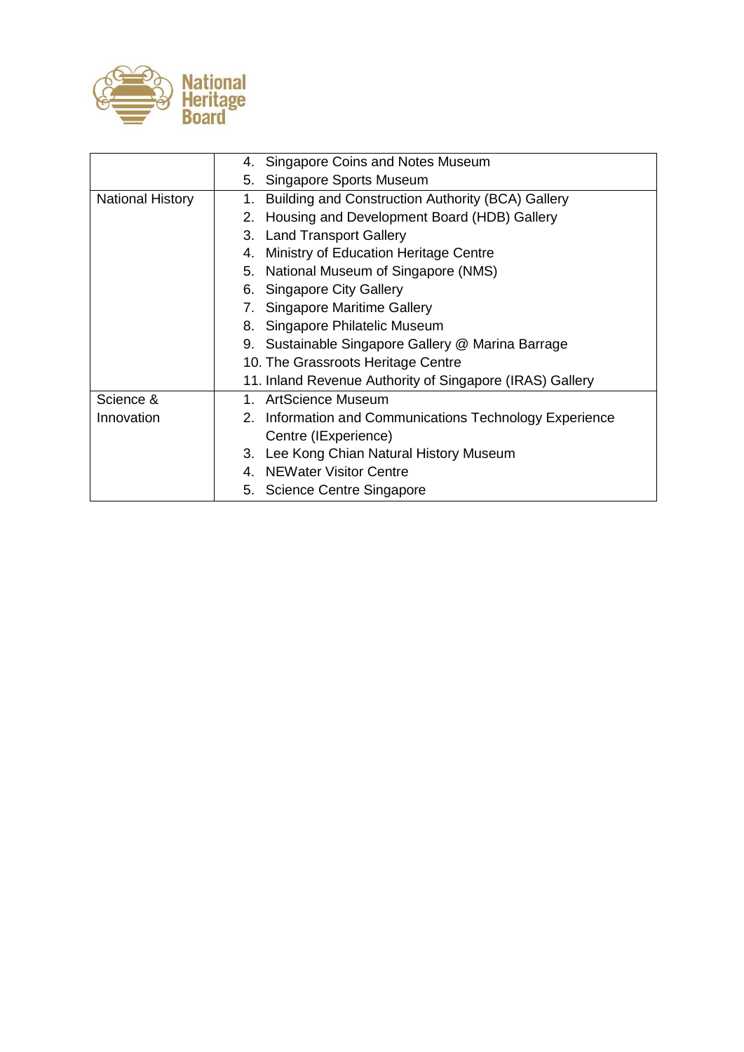| | |
|---|---|
| | 4. Singapore Coins and Notes Museum<br>5. Singapore Sports Museum |
| National History | 1. Building and Construction Authority (BCA) Gallery<br>2. Housing and Development Board (HDB) Gallery<br>3. Land Transport Gallery<br>4. Ministry of Education Heritage Centre<br>5. National Museum of Singapore (NMS)<br>6. Singapore City Gallery<br>7. Singapore Maritime Gallery<br>8. Singapore Philatelic Museum<br>9. Sustainable Singapore Gallery @ Marina Barrage<br>10. The Grassroots Heritage Centre<br>11. Inland Revenue Authority of Singapore (IRAS) Gallery |
| Science & Innovation | 1. ArtScience Museum<br>2. Information and Communications Technology Experience Centre (IExperience)<br>3. Lee Kong Chian Natural History Museum<br>4. NEWater Visitor Centre<br>5. Science Centre Singapore |